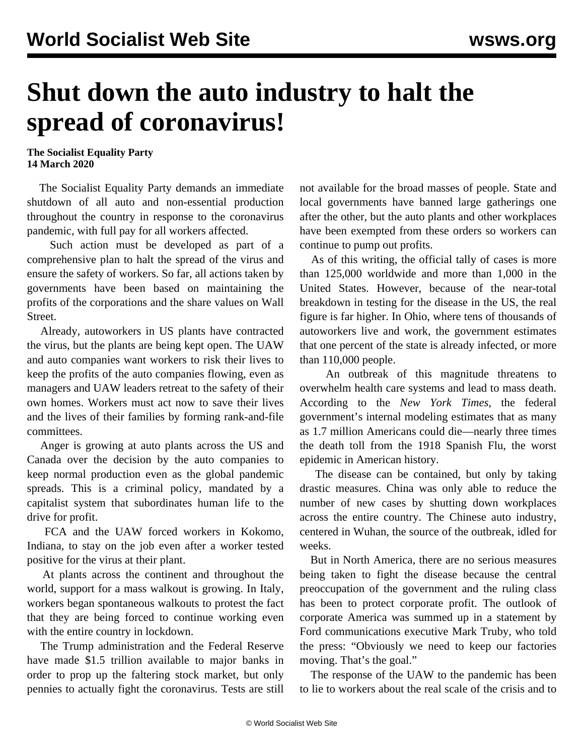# Shut down the auto industry to halt the spread of coronavirus!

**The Socialist Equality Party**
**14 March 2020**

The Socialist Equality Party demands an immediate shutdown of all auto and non-essential production throughout the country in response to the coronavirus pandemic, with full pay for all workers affected.

Such action must be developed as part of a comprehensive plan to halt the spread of the virus and ensure the safety of workers. So far, all actions taken by governments have been based on maintaining the profits of the corporations and the share values on Wall Street.

Already, autoworkers in US plants have contracted the virus, but the plants are being kept open. The UAW and auto companies want workers to risk their lives to keep the profits of the auto companies flowing, even as managers and UAW leaders retreat to the safety of their own homes. Workers must act now to save their lives and the lives of their families by forming rank-and-file committees.

Anger is growing at auto plants across the US and Canada over the decision by the auto companies to keep normal production even as the global pandemic spreads. This is a criminal policy, mandated by a capitalist system that subordinates human life to the drive for profit.

FCA and the UAW forced workers in Kokomo, Indiana, to stay on the job even after a worker tested positive for the virus at their plant.

At plants across the continent and throughout the world, support for a mass walkout is growing. In Italy, workers began spontaneous walkouts to protest the fact that they are being forced to continue working even with the entire country in lockdown.

The Trump administration and the Federal Reserve have made $1.5 trillion available to major banks in order to prop up the faltering stock market, but only pennies to actually fight the coronavirus. Tests are still not available for the broad masses of people. State and local governments have banned large gatherings one after the other, but the auto plants and other workplaces have been exempted from these orders so workers can continue to pump out profits.

As of this writing, the official tally of cases is more than 125,000 worldwide and more than 1,000 in the United States. However, because of the near-total breakdown in testing for the disease in the US, the real figure is far higher. In Ohio, where tens of thousands of autoworkers live and work, the government estimates that one percent of the state is already infected, or more than 110,000 people.

An outbreak of this magnitude threatens to overwhelm health care systems and lead to mass death. According to the *New York Times,* the federal government's internal modeling estimates that as many as 1.7 million Americans could die—nearly three times the death toll from the 1918 Spanish Flu, the worst epidemic in American history.

The disease can be contained, but only by taking drastic measures. China was only able to reduce the number of new cases by shutting down workplaces across the entire country. The Chinese auto industry, centered in Wuhan, the source of the outbreak, idled for weeks.

But in North America, there are no serious measures being taken to fight the disease because the central preoccupation of the government and the ruling class has been to protect corporate profit. The outlook of corporate America was summed up in a statement by Ford communications executive Mark Truby, who told the press: "Obviously we need to keep our factories moving. That's the goal."

The response of the UAW to the pandemic has been to lie to workers about the real scale of the crisis and to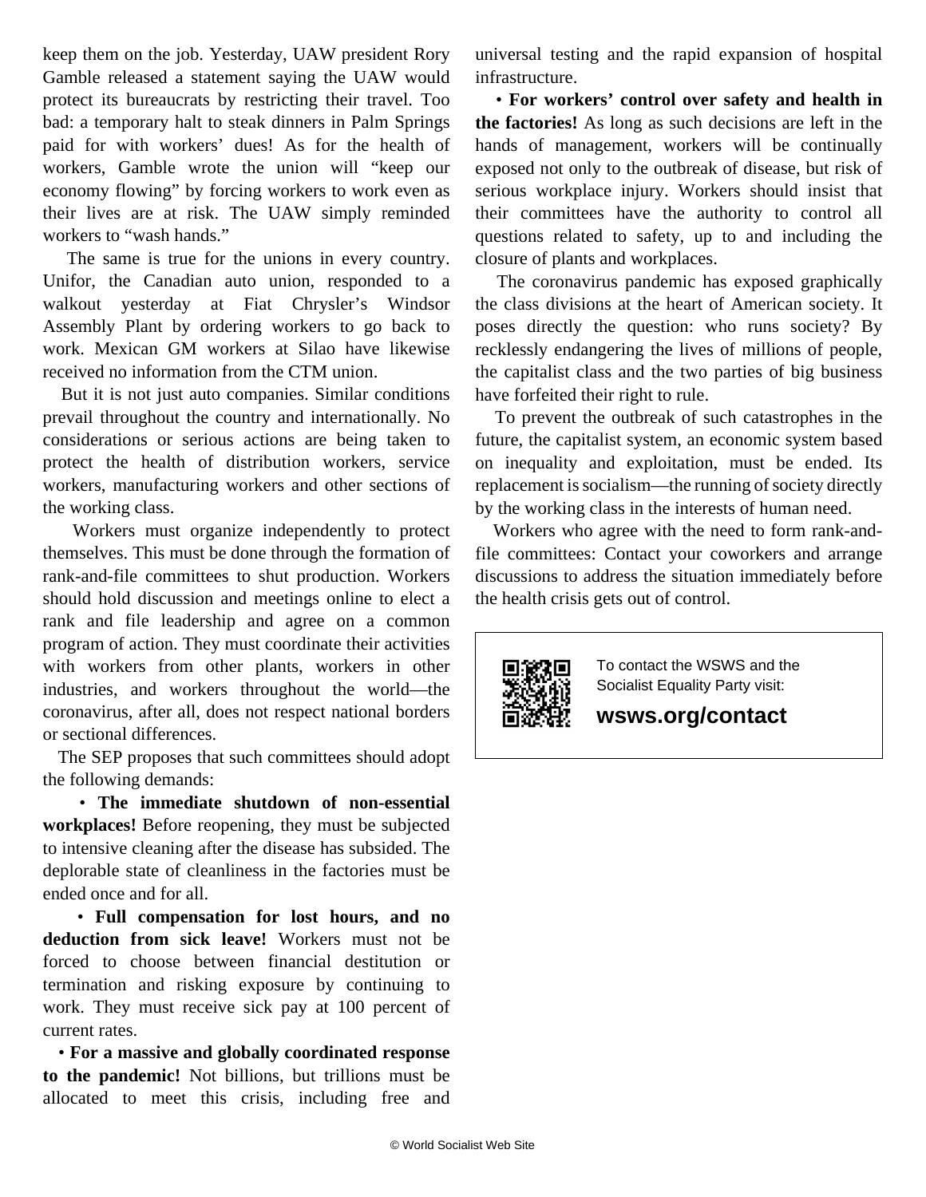keep them on the job. Yesterday, UAW president Rory Gamble released a statement saying the UAW would protect its bureaucrats by restricting their travel. Too bad: a temporary halt to steak dinners in Palm Springs paid for with workers' dues! As for the health of workers, Gamble wrote the union will "keep our economy flowing" by forcing workers to work even as their lives are at risk. The UAW simply reminded workers to "wash hands."

The same is true for the unions in every country. Unifor, the Canadian auto union, responded to a walkout yesterday at Fiat Chrysler's Windsor Assembly Plant by ordering workers to go back to work. Mexican GM workers at Silao have likewise received no information from the CTM union.

But it is not just auto companies. Similar conditions prevail throughout the country and internationally. No considerations or serious actions are being taken to protect the health of distribution workers, service workers, manufacturing workers and other sections of the working class.

Workers must organize independently to protect themselves. This must be done through the formation of rank-and-file committees to shut production. Workers should hold discussion and meetings online to elect a rank and file leadership and agree on a common program of action. They must coordinate their activities with workers from other plants, workers in other industries, and workers throughout the world—the coronavirus, after all, does not respect national borders or sectional differences.

The SEP proposes that such committees should adopt the following demands:

• **The immediate shutdown of non-essential workplaces!** Before reopening, they must be subjected to intensive cleaning after the disease has subsided. The deplorable state of cleanliness in the factories must be ended once and for all.

• **Full compensation for lost hours, and no deduction from sick leave!** Workers must not be forced to choose between financial destitution or termination and risking exposure by continuing to work. They must receive sick pay at 100 percent of current rates.

• **For a massive and globally coordinated response to the pandemic!** Not billions, but trillions must be allocated to meet this crisis, including free and universal testing and the rapid expansion of hospital infrastructure.

• **For workers' control over safety and health in the factories!** As long as such decisions are left in the hands of management, workers will be continually exposed not only to the outbreak of disease, but risk of serious workplace injury. Workers should insist that their committees have the authority to control all questions related to safety, up to and including the closure of plants and workplaces.

The coronavirus pandemic has exposed graphically the class divisions at the heart of American society. It poses directly the question: who runs society? By recklessly endangering the lives of millions of people, the capitalist class and the two parties of big business have forfeited their right to rule.

To prevent the outbreak of such catastrophes in the future, the capitalist system, an economic system based on inequality and exploitation, must be ended. Its replacement is socialism—the running of society directly by the working class in the interests of human need.

Workers who agree with the need to form rank-and-file committees: Contact your coworkers and arrange discussions to address the situation immediately before the health crisis gets out of control.

To contact the WSWS and the Socialist Equality Party visit:

**wsws.org/contact**